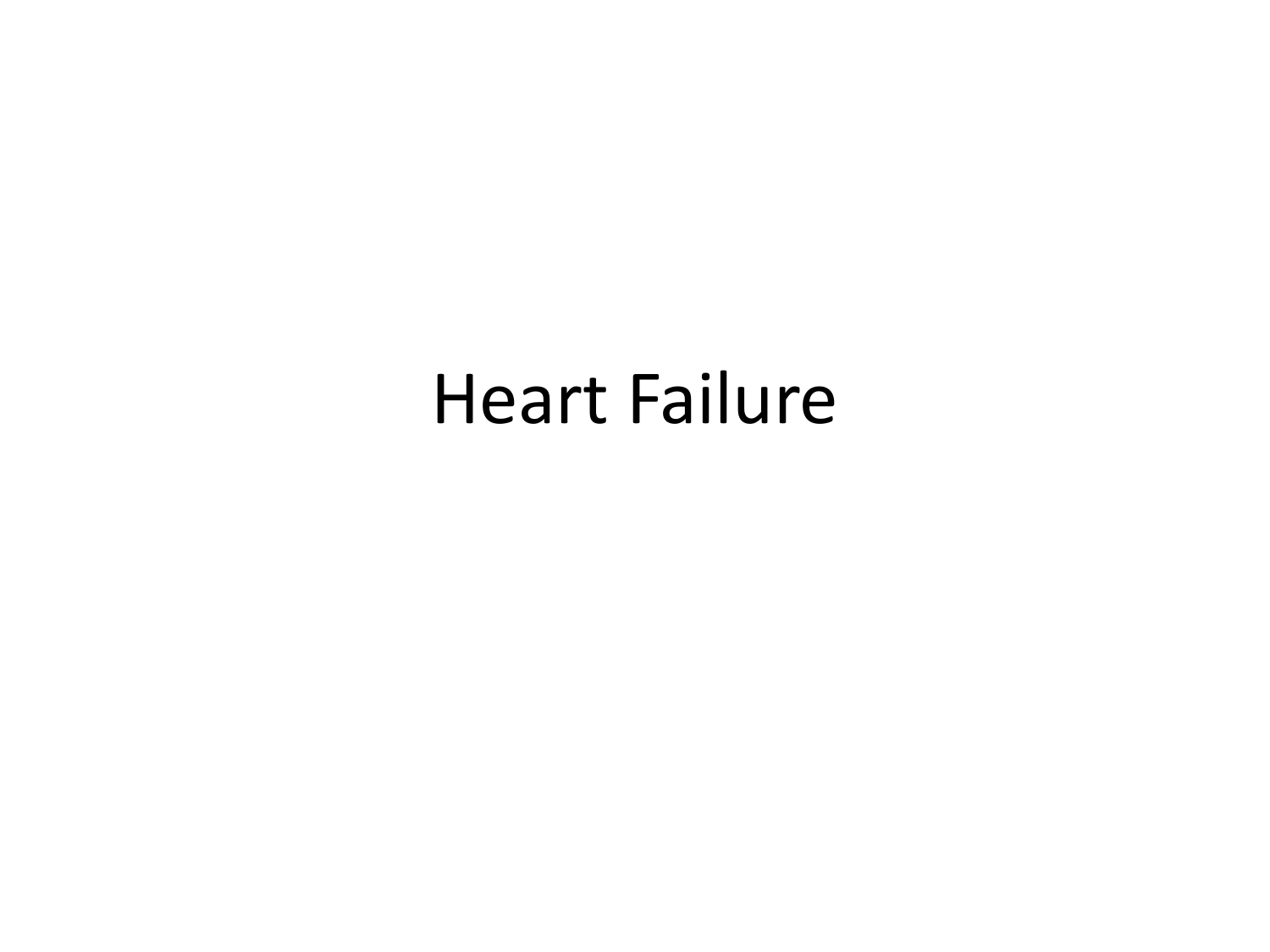# Heart Failure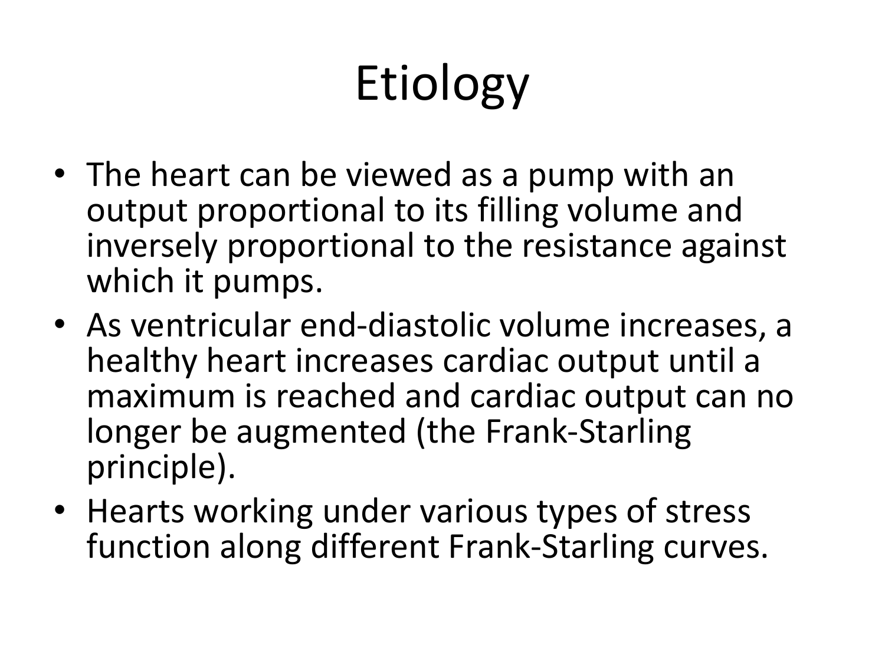# Etiology

- The heart can be viewed as a pump with an output proportional to its filling volume and inversely proportional to the resistance against which it pumps.
- As ventricular end-diastolic volume increases, a healthy heart increases cardiac output until a maximum is reached and cardiac output can no longer be augmented (the Frank-Starling principle).
- Hearts working under various types of stress function along different Frank-Starling curves.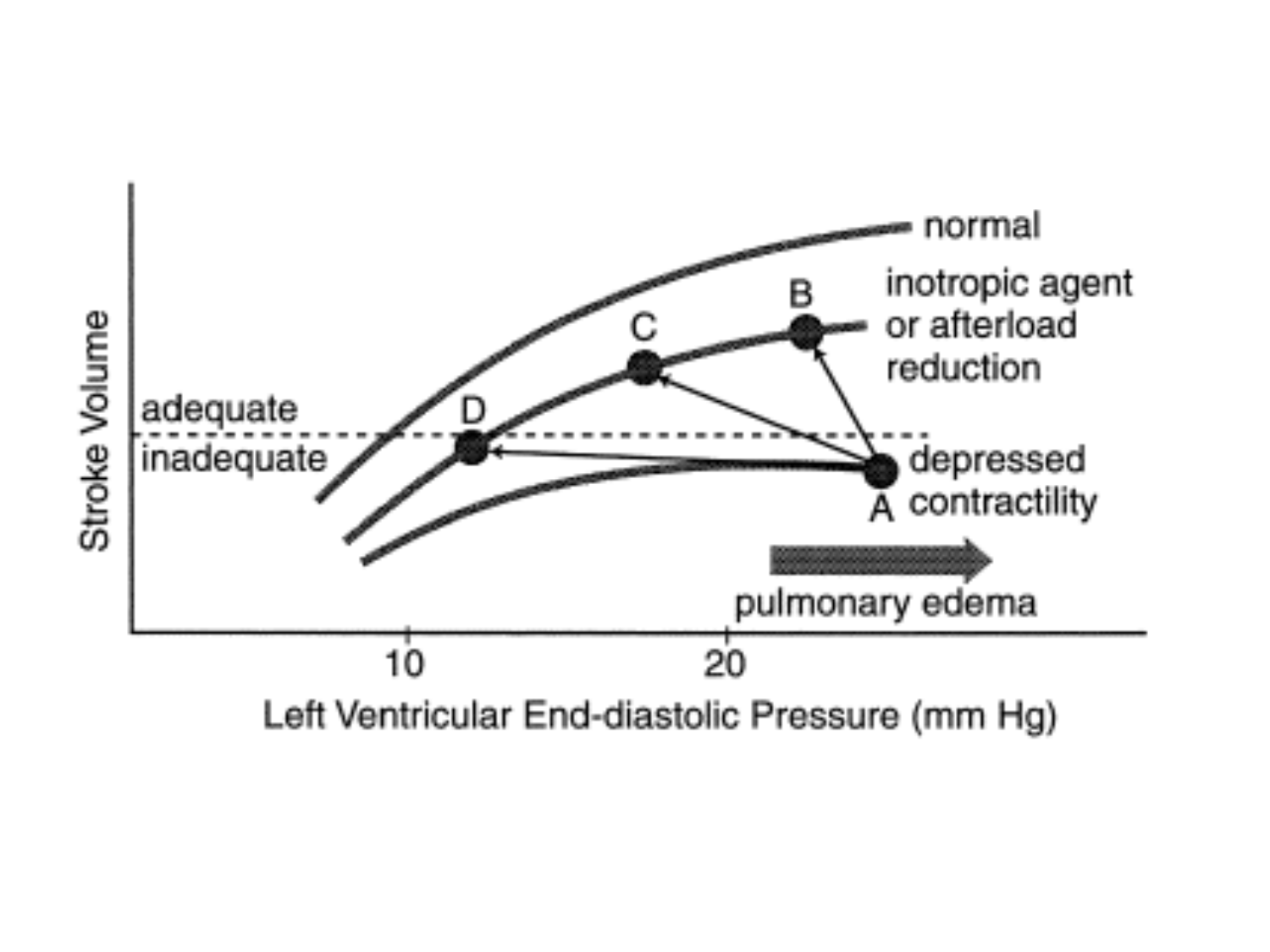normal

inotropic agent or afterload reduction

B

C

D

adequate

inadequate

depressed contractility

A

Stroke Volume

pulmonary edema

10

20

Left Ventricular End-diastolic Pressure (mm Hg)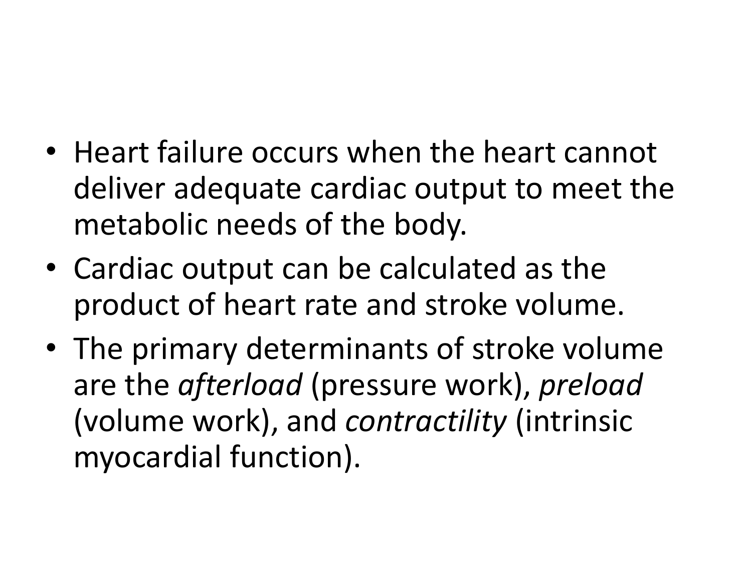- Heart failure occurs when the heart cannot deliver adequate cardiac output to meet the metabolic needs of the body.
- Cardiac output can be calculated as the product of heart rate and stroke volume.
- The primary determinants of stroke volume are the *afterload* (pressure work), *preload* (volume work), and *contractility* (intrinsic myocardial function).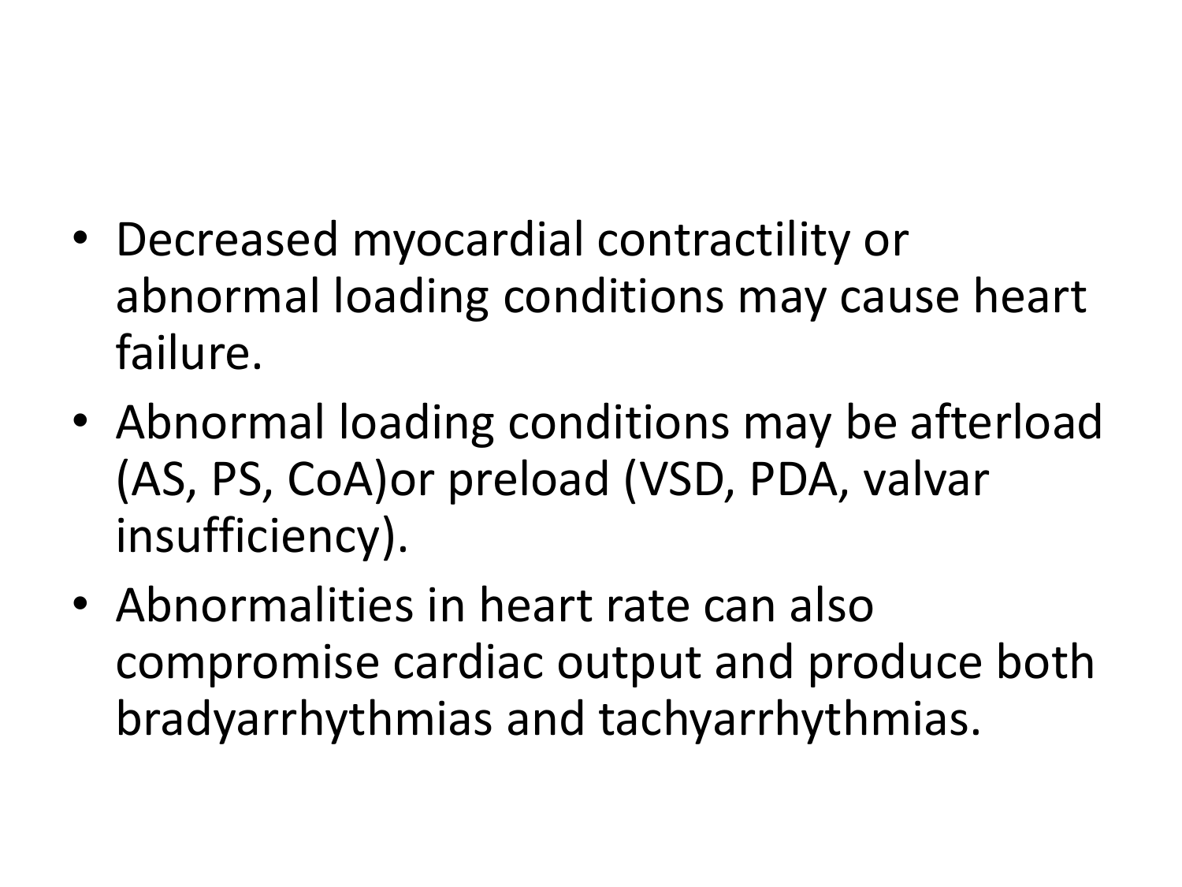- Decreased myocardial contractility or abnormal loading conditions may cause heart failure.
- Abnormal loading conditions may be afterload (AS, PS, CoA)or preload (VSD, PDA, valvar insufficiency).
- Abnormalities in heart rate can also compromise cardiac output and produce both bradyarrhythmias and tachyarrhythmias.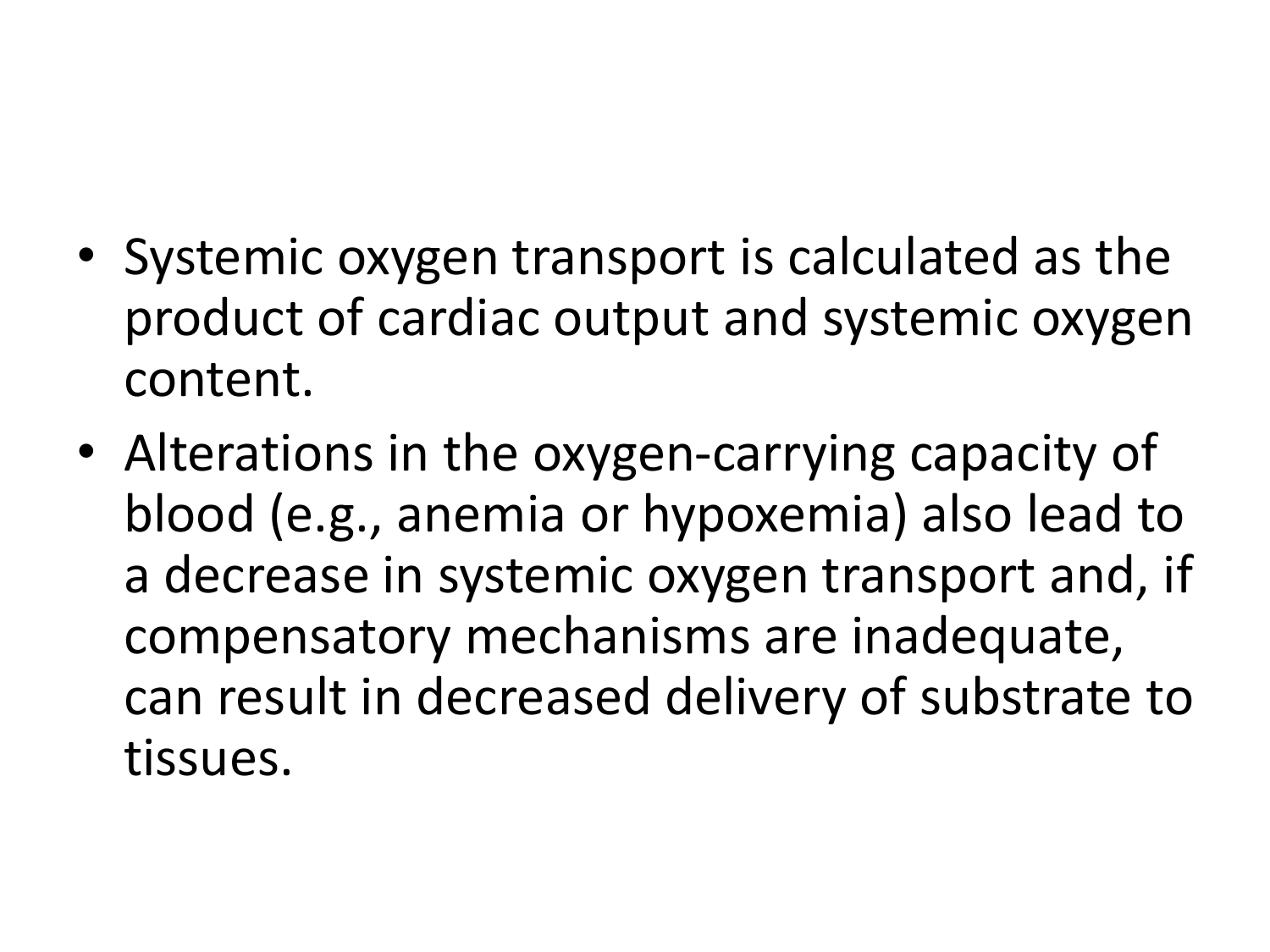- Systemic oxygen transport is calculated as the product of cardiac output and systemic oxygen content.
- Alterations in the oxygen-carrying capacity of blood (e.g., anemia or hypoxemia) also lead to a decrease in systemic oxygen transport and, if compensatory mechanisms are inadequate, can result in decreased delivery of substrate to tissues.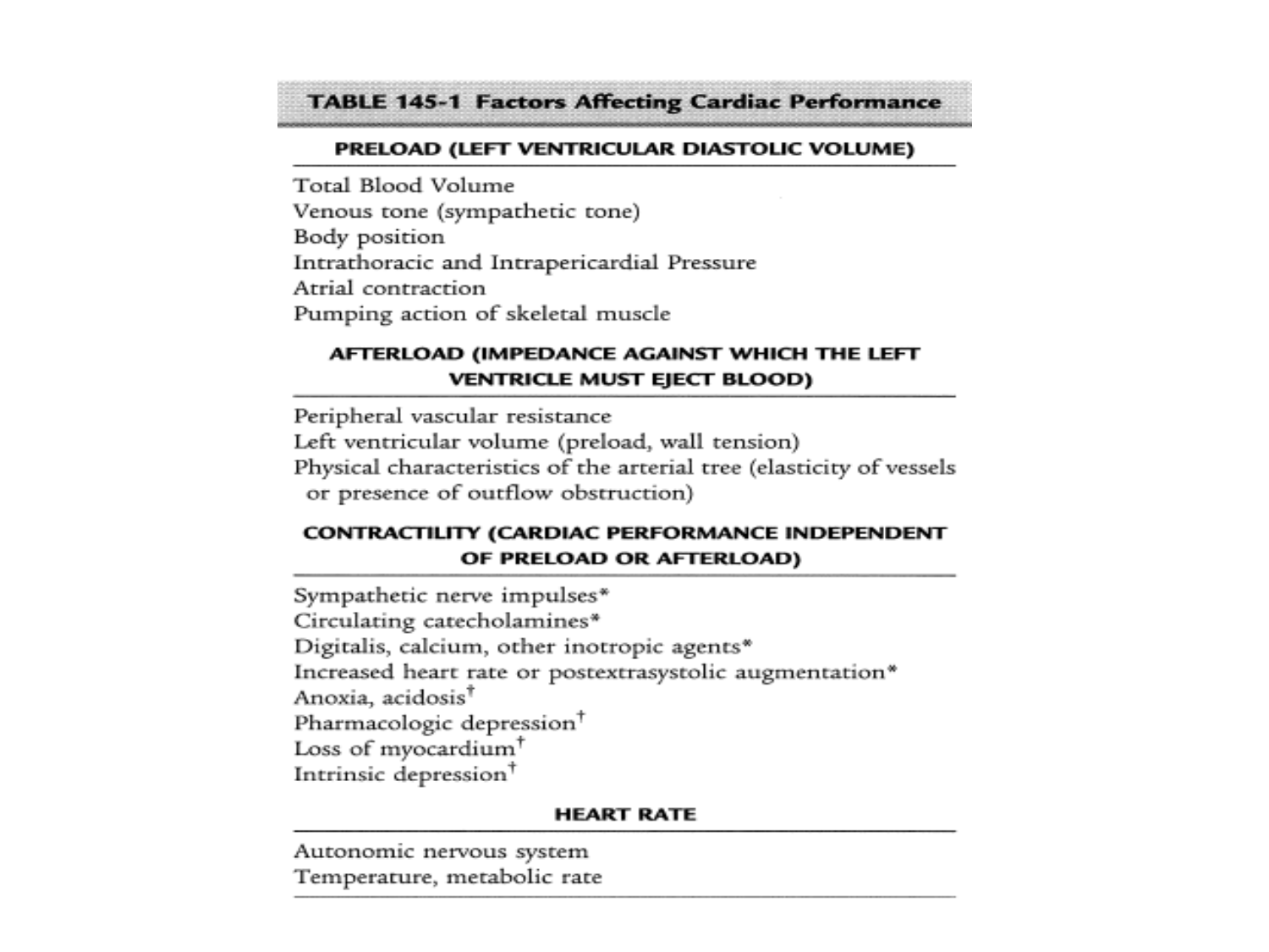**TABLE 145-1 Factors Affecting Cardiac Performance**

| PRELOAD (LEFT VENTRICULAR DIASTOLIC VOLUME) |
|---|
| Total Blood Volume |
| Venous tone (sympathetic tone) |
| Body position |
| Intrathoracic and Intrapericardial Pressure |
| Atrial contraction |
| Pumping action of skeletal muscle |
| **AFTERLOAD (IMPEDANCE AGAINST WHICH THE LEFT VENTRICLE MUST EJECT BLOOD)** |
| Peripheral vascular resistance |
| Left ventricular volume (preload, wall tension) |
| Physical characteristics of the arterial tree (elasticity of vessels or presence of outflow obstruction) |
| **CONTRACTILITY (CARDIAC PERFORMANCE INDEPENDENT OF PRELOAD OR AFTERLOAD)** |
| Sympathetic nerve impulses* |
| Circulating catecholamines* |
| Digitalis, calcium, other inotropic agents* |
| Increased heart rate or postextrasystolic augmentation* |
| Anoxia, acidosis† |
| Pharmacologic depression† |
| Loss of myocardium† |
| Intrinsic depression† |
| **HEART RATE** |
| Autonomic nervous system |
| Temperature, metabolic rate |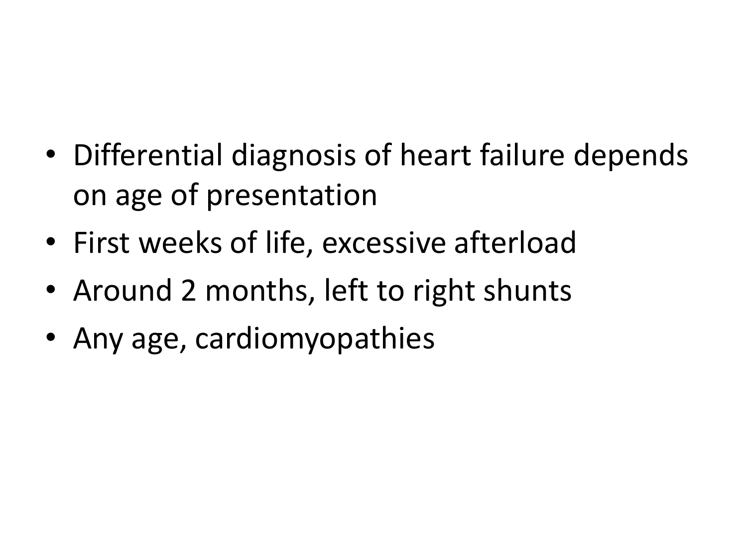- Differential diagnosis of heart failure depends on age of presentation
- First weeks of life, excessive afterload
- Around 2 months, left to right shunts
- Any age, cardiomyopathies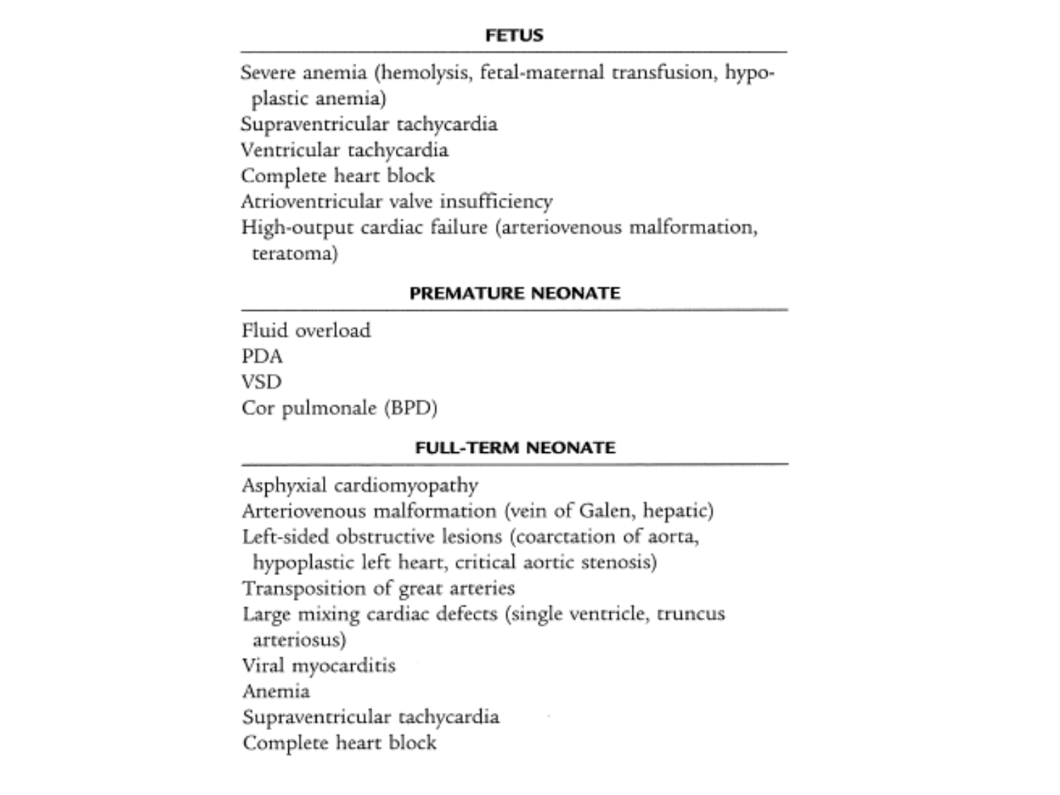### FETUS

Severe anemia (hemolysis, fetal-maternal transfusion, hypoplastic anemia)
Supraventricular tachycardia
Ventricular tachycardia
Complete heart block
Atrioventricular valve insufficiency
High-output cardiac failure (arteriovenous malformation, teratoma)

### PREMATURE NEONATE

Fluid overload
PDA
VSD
Cor pulmonale (BPD)

### FULL-TERM NEONATE

Asphyxial cardiomyopathy
Arteriovenous malformation (vein of Galen, hepatic)
Left-sided obstructive lesions (coarctation of aorta, hypoplastic left heart, critical aortic stenosis)
Transposition of great arteries
Large mixing cardiac defects (single ventricle, truncus arteriosus)
Viral myocarditis
Anemia
Supraventricular tachycardia
Complete heart block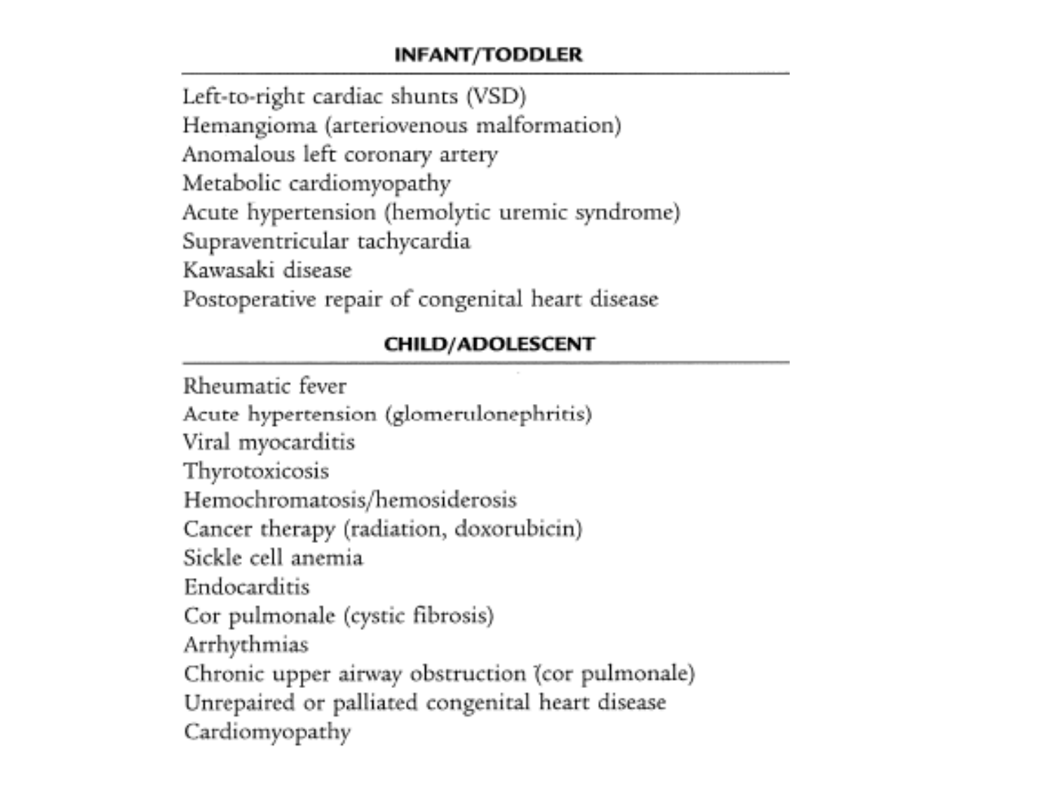| INFANT/TODDLER |
| --- |
| Left-to-right cardiac shunts (VSD) |
| Hemangioma (arteriovenous malformation) |
| Anomalous left coronary artery |
| Metabolic cardiomyopathy |
| Acute hypertension (hemolytic uremic syndrome) |
| Supraventricular tachycardia |
| Kawasaki disease |
| Postoperative repair of congenital heart disease |
| **CHILD/ADOLESCENT** |
| Rheumatic fever |
| Acute hypertension (glomerulonephritis) |
| Viral myocarditis |
| Thyrotoxicosis |
| Hemochromatosis/hemosiderosis |
| Cancer therapy (radiation, doxorubicin) |
| Sickle cell anemia |
| Endocarditis |
| Cor pulmonale (cystic fibrosis) |
| Arrhythmias |
| Chronic upper airway obstruction (cor pulmonale) |
| Unrepaired or palliated congenital heart disease |
| Cardiomyopathy |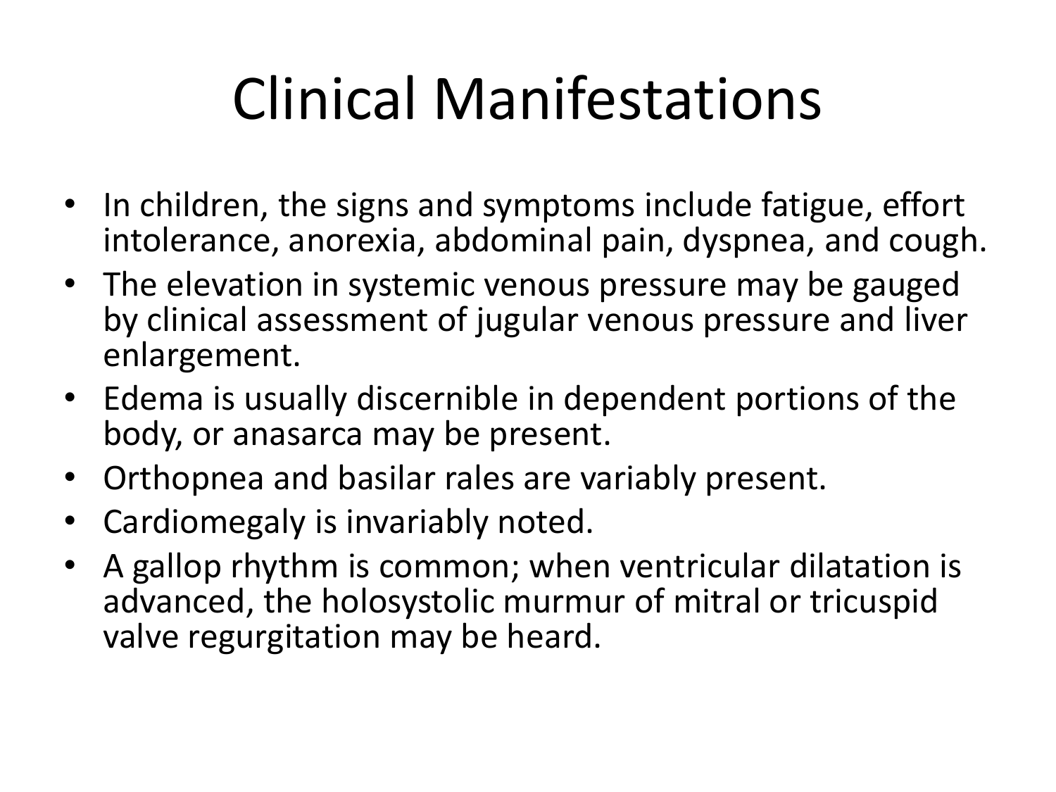# Clinical Manifestations

- In children, the signs and symptoms include fatigue, effort intolerance, anorexia, abdominal pain, dyspnea, and cough.
- The elevation in systemic venous pressure may be gauged by clinical assessment of jugular venous pressure and liver enlargement.
- Edema is usually discernible in dependent portions of the body, or anasarca may be present.
- Orthopnea and basilar rales are variably present.
- Cardiomegaly is invariably noted.
- A gallop rhythm is common; when ventricular dilatation is advanced, the holosystolic murmur of mitral or tricuspid valve regurgitation may be heard.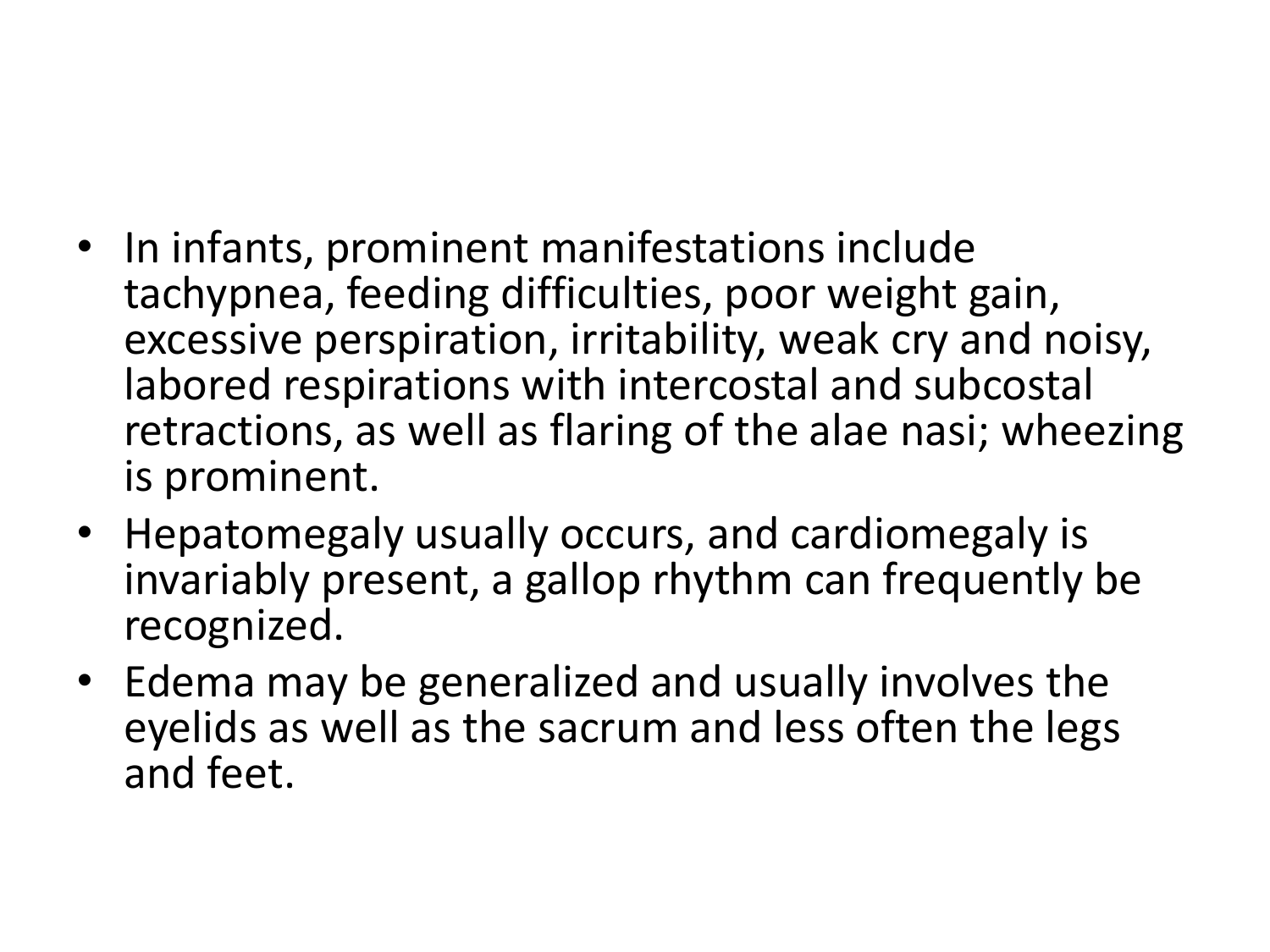- In infants, prominent manifestations include tachypnea, feeding difficulties, poor weight gain, excessive perspiration, irritability, weak cry and noisy, labored respirations with intercostal and subcostal retractions, as well as flaring of the alae nasi; wheezing is prominent.
- Hepatomegaly usually occurs, and cardiomegaly is invariably present, a gallop rhythm can frequently be recognized.
- Edema may be generalized and usually involves the eyelids as well as the sacrum and less often the legs and feet.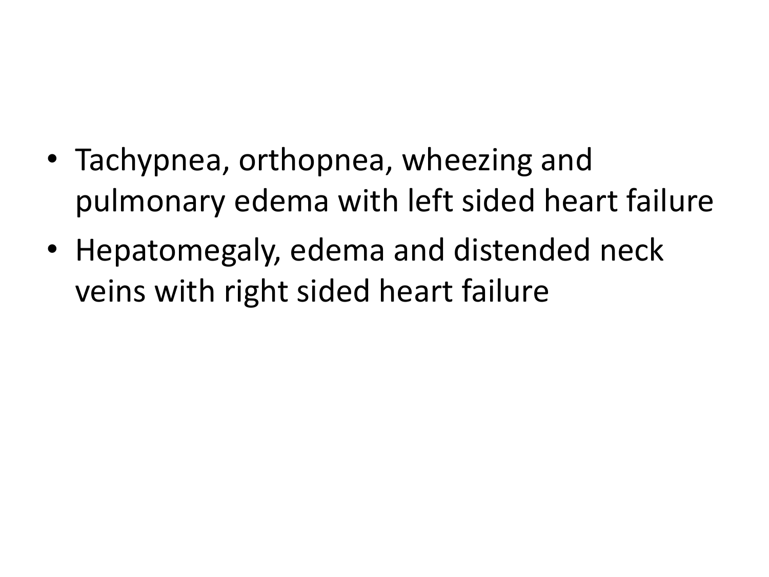- Tachypnea, orthopnea, wheezing and pulmonary edema with left sided heart failure
- Hepatomegaly, edema and distended neck veins with right sided heart failure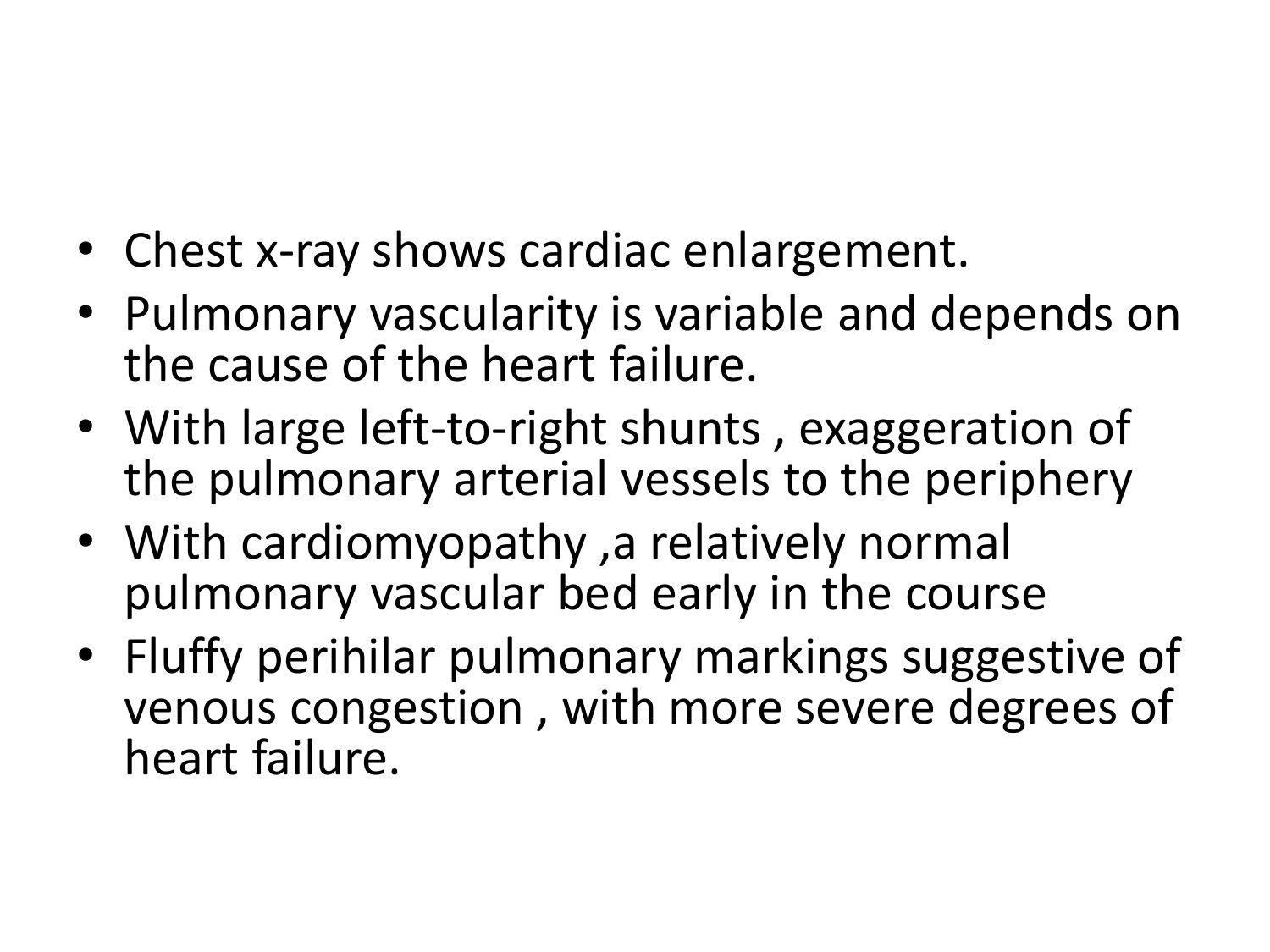- Chest x-ray shows cardiac enlargement.
- Pulmonary vascularity is variable and depends on the cause of the heart failure.
- With large left-to-right shunts , exaggeration of the pulmonary arterial vessels to the periphery
- With cardiomyopathy ,a relatively normal pulmonary vascular bed early in the course
- Fluffy perihilar pulmonary markings suggestive of venous congestion , with more severe degrees of heart failure.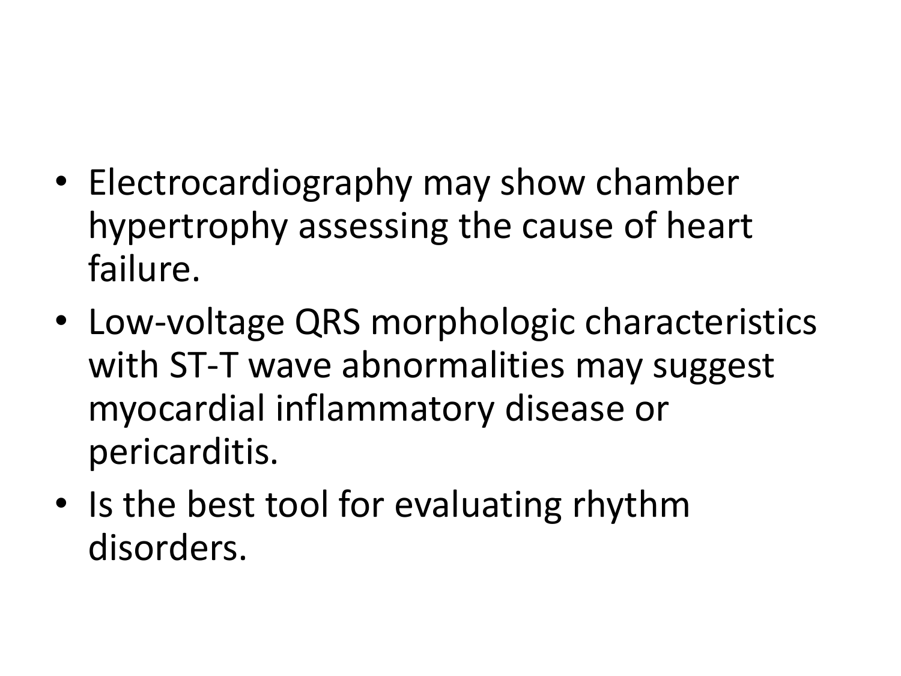- Electrocardiography may show chamber hypertrophy assessing the cause of heart failure.
- Low-voltage QRS morphologic characteristics with ST-T wave abnormalities may suggest myocardial inflammatory disease or pericarditis.
- Is the best tool for evaluating rhythm disorders.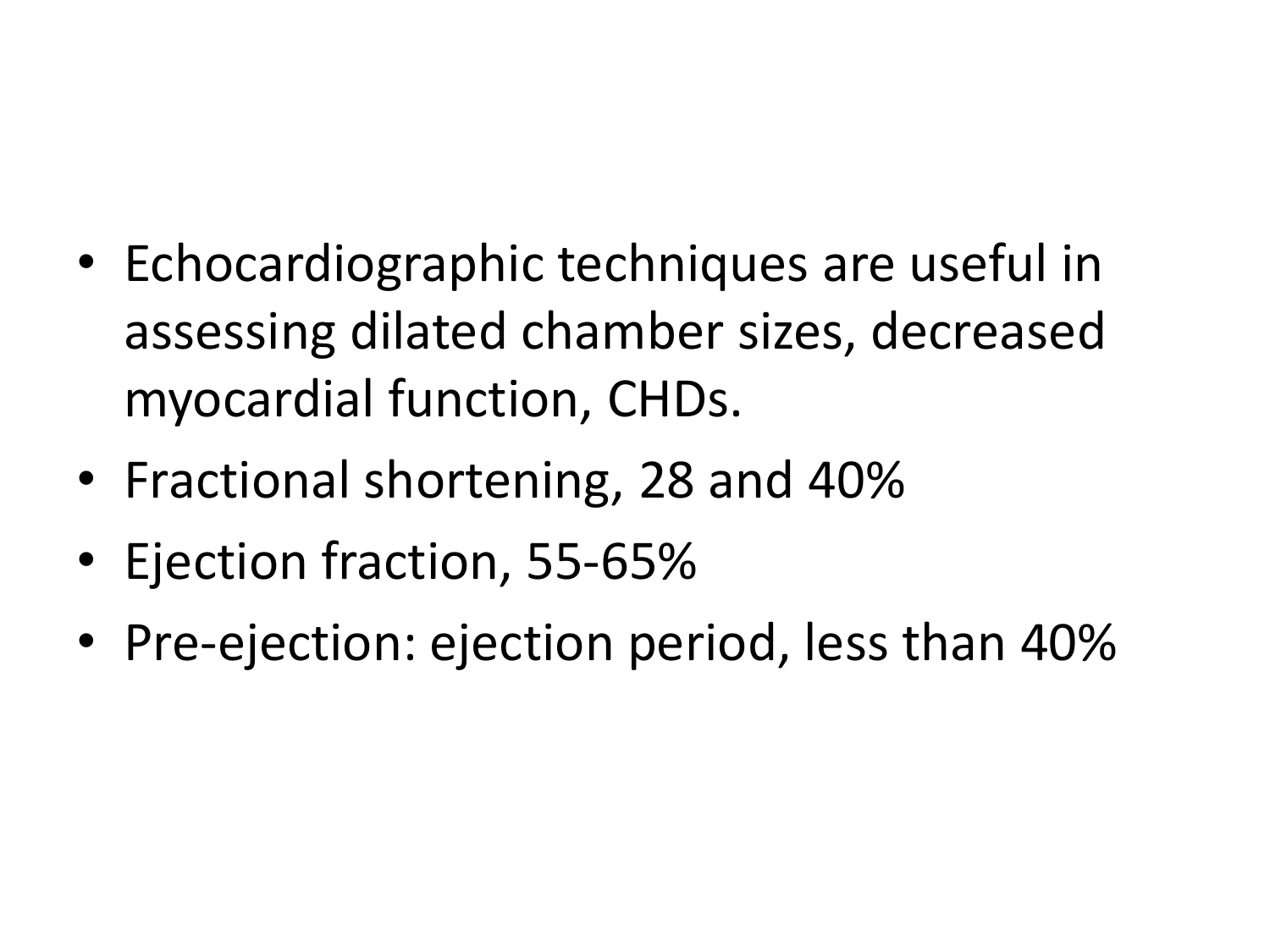- Echocardiographic techniques are useful in assessing dilated chamber sizes, decreased myocardial function, CHDs.
- Fractional shortening, 28 and 40%
- Ejection fraction, 55-65%
- Pre-ejection: ejection period, less than 40%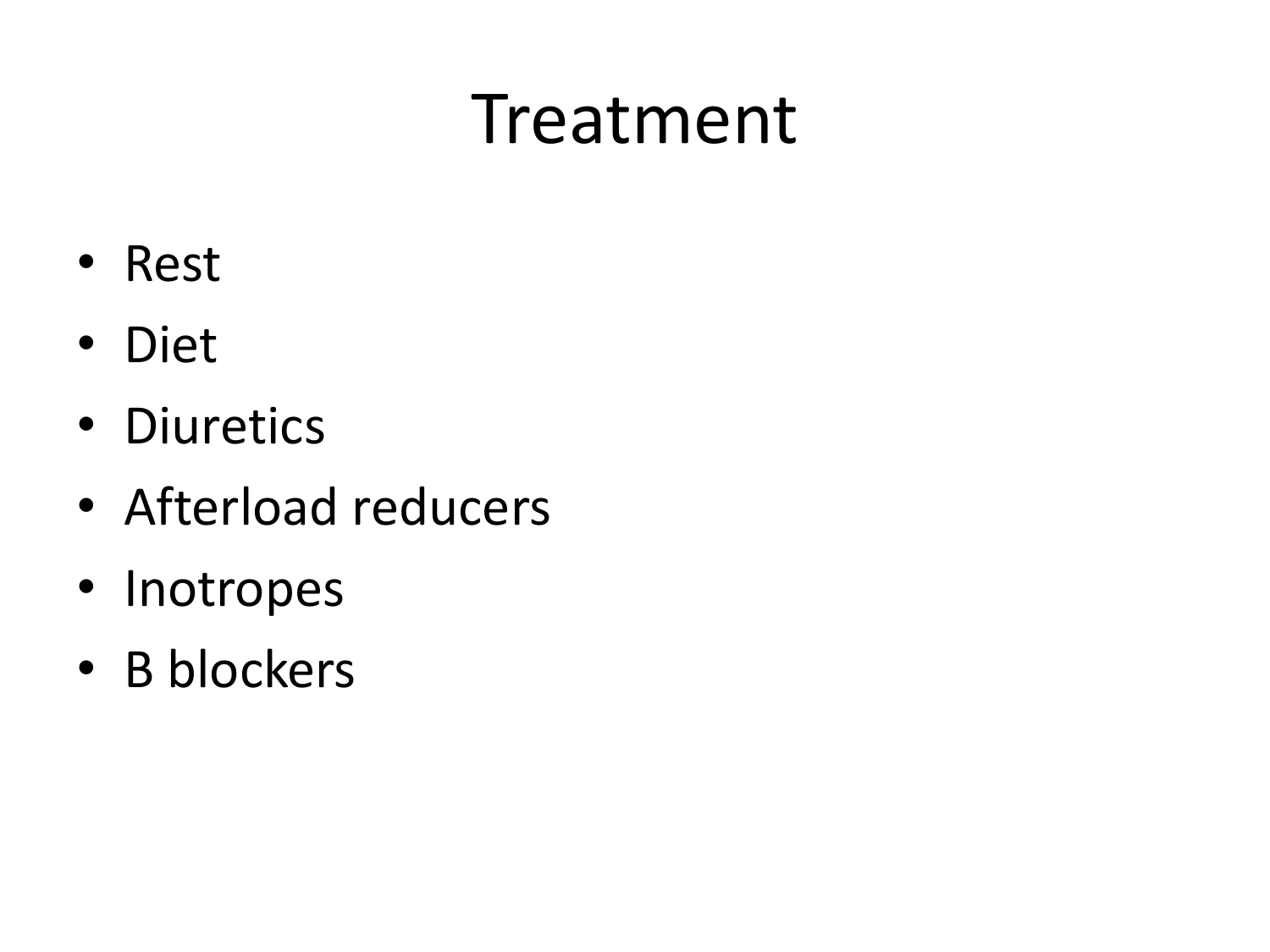# Treatment

- Rest
- Diet
- Diuretics
- Afterload reducers
- Inotropes
- B blockers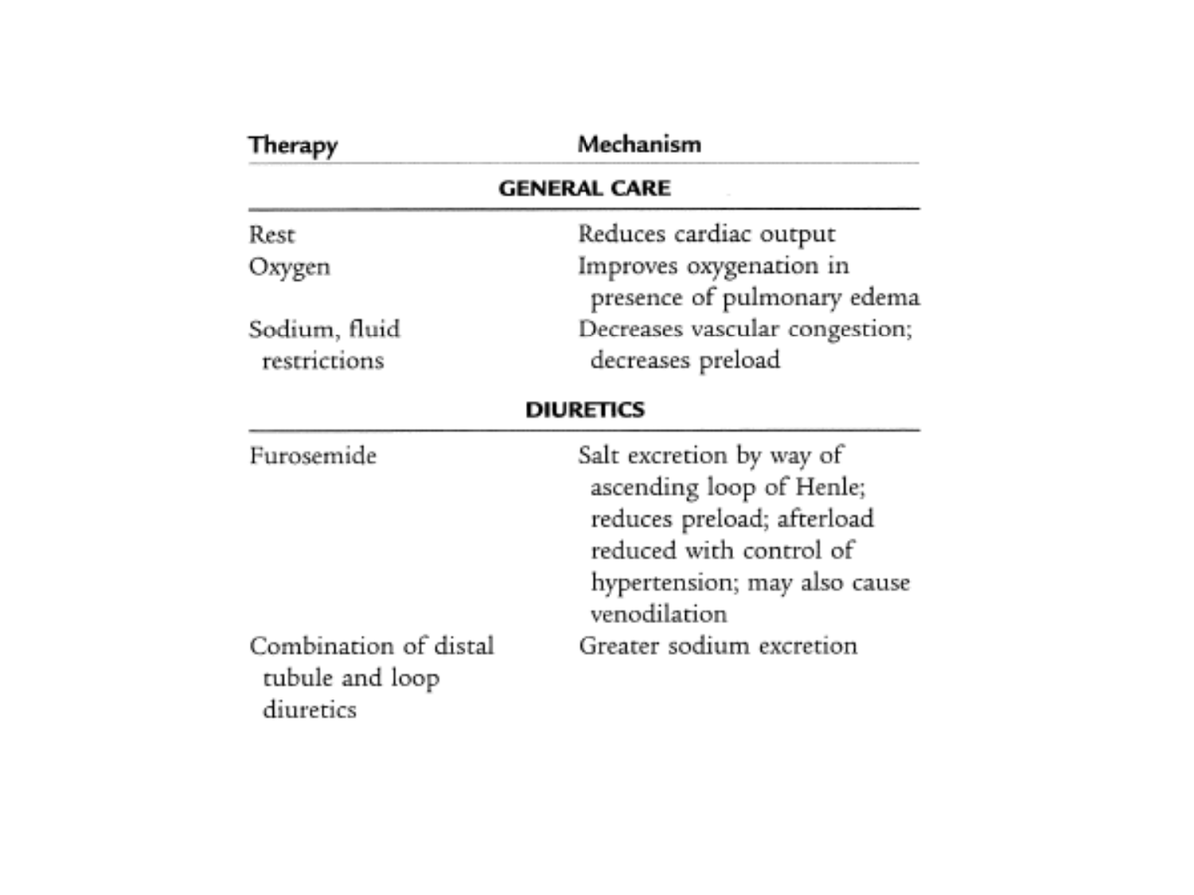| Therapy | Mechanism |
| --- | --- |
| **GENERAL CARE** | |
| Rest | Reduces cardiac output |
| Oxygen | Improves oxygenation in presence of pulmonary edema |
| Sodium, fluid restrictions | Decreases vascular congestion; decreases preload |
| **DIURETICS** | |
| Furosemide | Salt excretion by way of ascending loop of Henle; reduces preload; afterload reduced with control of hypertension; may also cause venodilation |
| Combination of distal tubule and loop diuretics | Greater sodium excretion |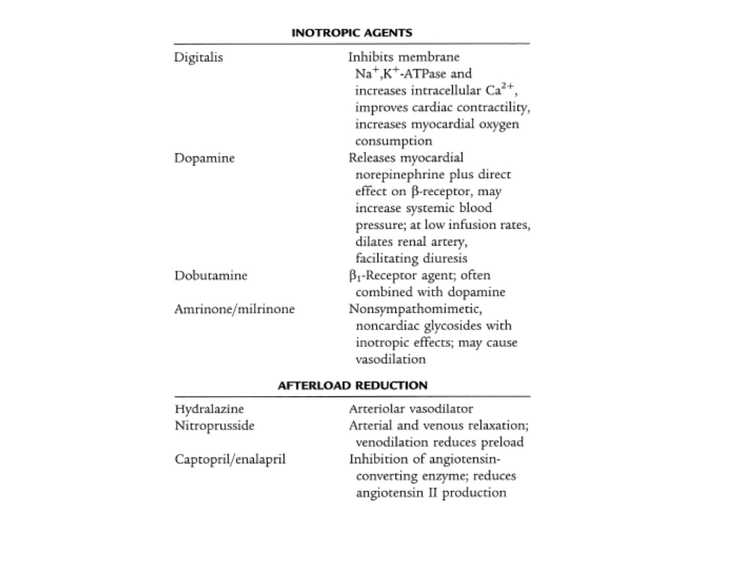| INOTROPIC AGENTS | |
| --- | --- |
| Digitalis | Inhibits membrane $Na^+,K^+$-ATPase and increases intracellular $Ca^{2+}$, improves cardiac contractility, increases myocardial oxygen consumption |
| Dopamine | Releases myocardial norepinephrine plus direct effect on β-receptor, may increase systemic blood pressure; at low infusion rates, dilates renal artery, facilitating diuresis |
| Dobutamine | $\beta_1$-Receptor agent; often combined with dopamine |
| Amrinone/milrinone | Nonsympathomimetic, noncardiac glycosides with inotropic effects; may cause vasodilation |

| AFTERLOAD REDUCTION | |
| --- | --- |
| Hydralazine | Arteriolar vasodilator |
| Nitroprusside | Arterial and venous relaxation; venodilation reduces preload |
| Captopril/enalapril | Inhibition of angiotensin-converting enzyme; reduces angiotensin II production |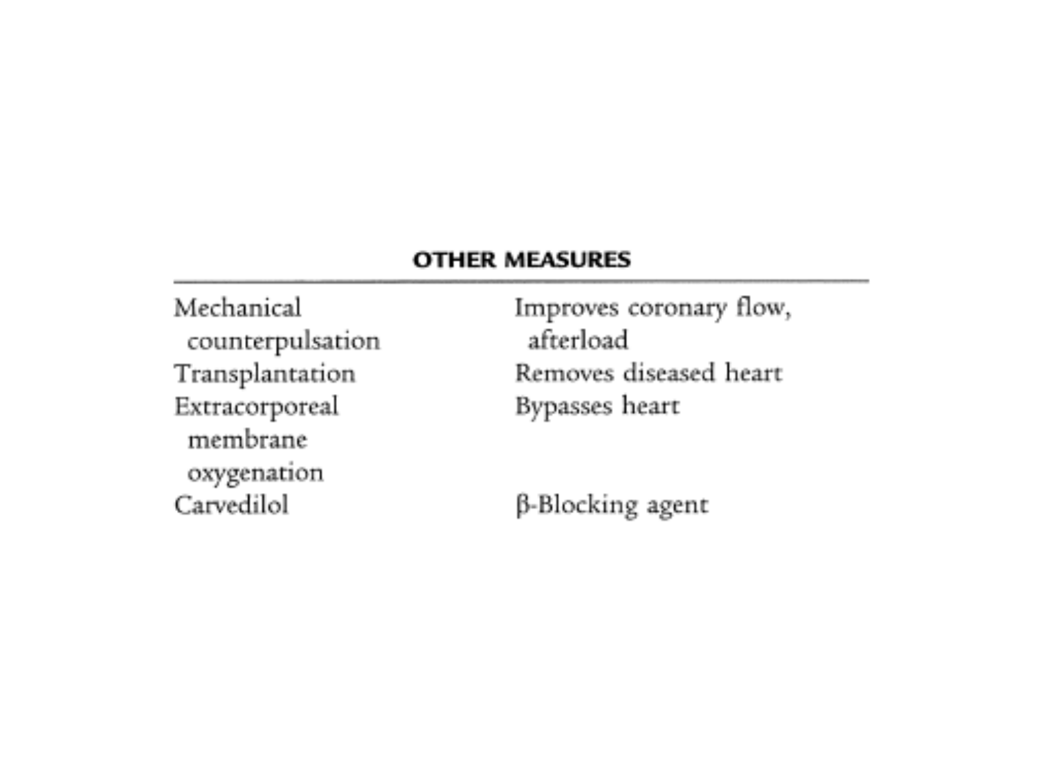| OTHER MEASURES | |
|---|---|
| Mechanical counterpulsation | Improves coronary flow, afterload |
| Transplantation | Removes diseased heart |
| Extracorporeal membrane oxygenation | Bypasses heart |
| Carvedilol | β-Blocking agent |